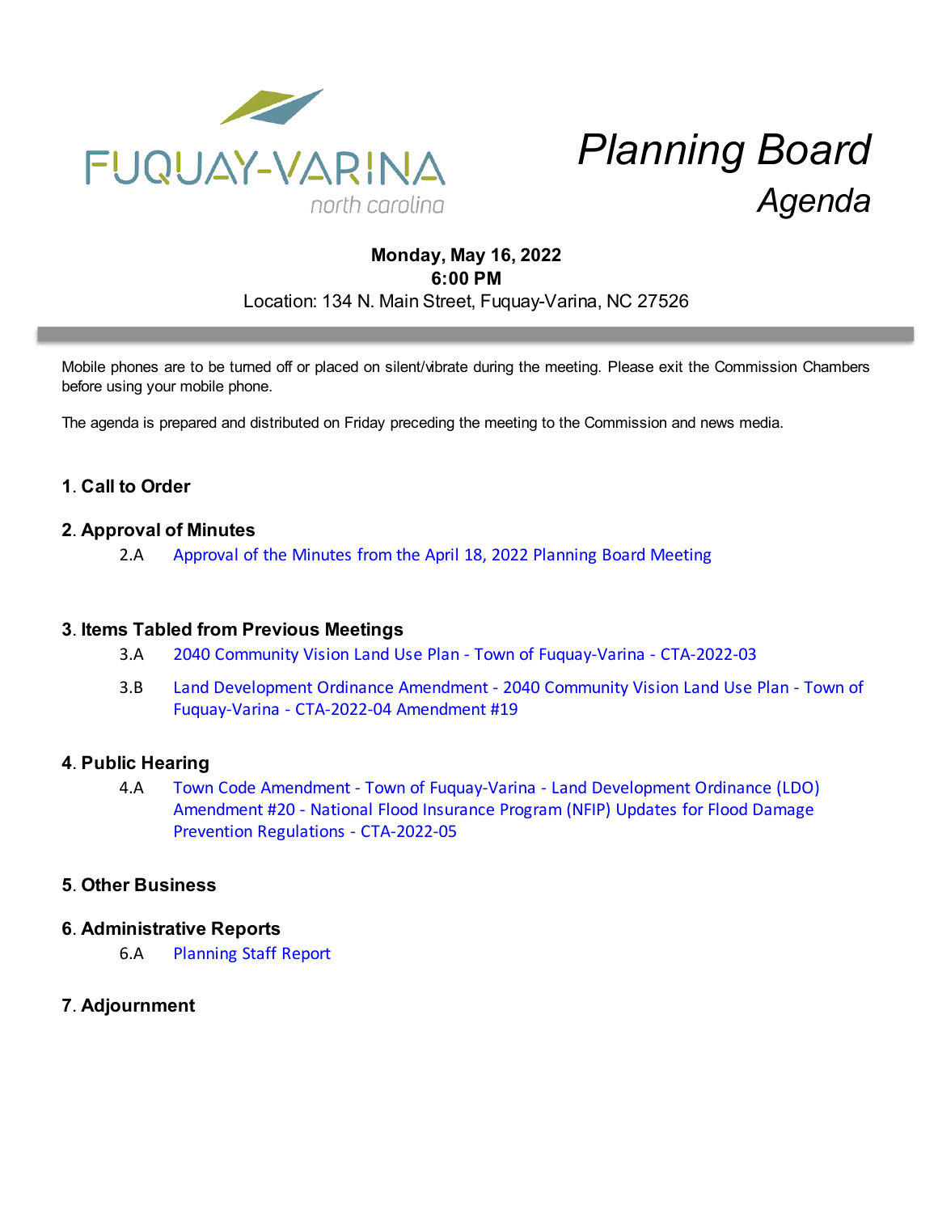FUQUAY-VARINA
north carolina

# Planning Board
## *Agenda*

**Monday, May 16, 2022**
**6:00 PM**
Location: 134 N. Main Street, Fuquay-Varina, NC 27526

Mobile phones are to be turned off or placed on silent/vibrate during the meeting. Please exit the Commission Chambers before using your mobile phone.

The agenda is prepared and distributed on Friday preceding the meeting to the Commission and news media.

### 1. Call to Order

### 2. Approval of Minutes

2.A Approval of the Minutes from the April 18, 2022 Planning Board Meeting

### 3. Items Tabled from Previous Meetings

3.A 2040 Community Vision Land Use Plan - Town of Fuquay-Varina - CTA-2022-03

3.B Land Development Ordinance Amendment - 2040 Community Vision Land Use Plan - Town of Fuquay-Varina - CTA-2022-04 Amendment #19

### 4. Public Hearing

4.A Town Code Amendment - Town of Fuquay-Varina - Land Development Ordinance (LDO) Amendment #20 - National Flood Insurance Program (NFIP) Updates for Flood Damage Prevention Regulations - CTA-2022-05

### 5. Other Business

### 6. Administrative Reports

6.A Planning Staff Report

### 7. Adjournment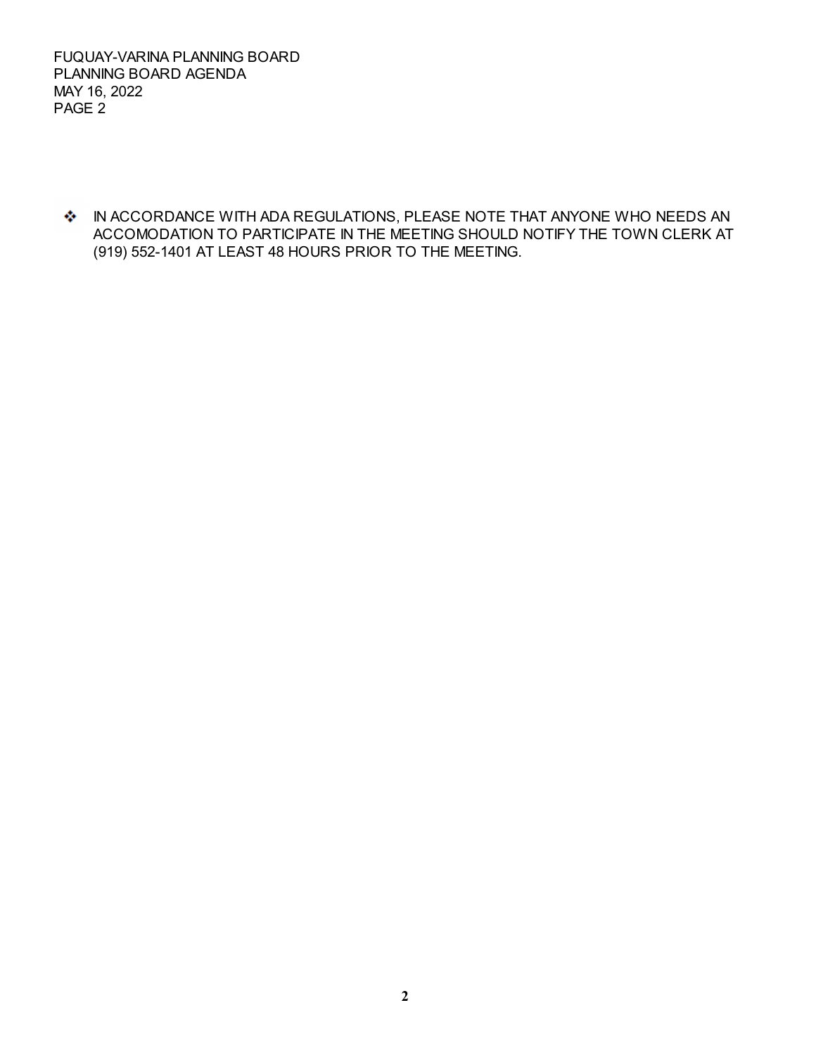- IN ACCORDANCE WITH ADA REGULATIONS, PLEASE NOTE THAT ANYONE WHO NEEDS AN ACCOMODATION TO PARTICIPATE IN THE MEETING SHOULD NOTIFY THE TOWN CLERK AT (919) 552-1401 AT LEAST 48 HOURS PRIOR TO THE MEETING.